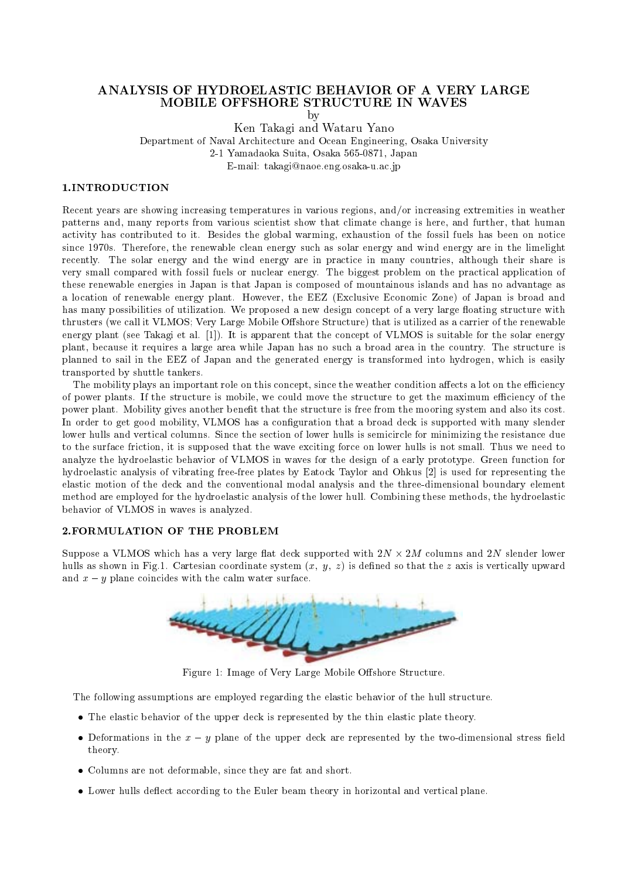# ANALYSIS OF HYDROELASTIC BEHAVIOR OF A VERY LARGE MOBILE OFFSHORE STRUCTURE IN WAVES

by

Ken Takagi and Wataru Yano

Department of Naval Architecture and Ocean Engineering, Osaka University
2-1 Yamadaoka Suita, Osaka 565-0871, Japan
E-mail: takagi@naoe.eng.osaka-u.ac.jp

## 1.INTRODUCTION

Recent years are showing increasing temperatures in various regions, and/or increasing extremities in weather patterns and, many reports from various scientist show that climate change is here, and further, that human activity has contributed to it. Besides the global warming, exhaustion of the fossil fuels has been on notice since 1970s. Therefore, the renewable clean energy such as solar energy and wind energy are in the limelight recently. The solar energy and the wind energy are in practice in many countries, although their share is very small compared with fossil fuels or nuclear energy. The biggest problem on the practical application of these renewable energies in Japan is that Japan is composed of mountainous islands and has no advantage as a location of renewable energy plant. However, the EEZ (Exclusive Economic Zone) of Japan is broad and has many possibilities of utilization. We proposed a new design concept of a very large floating structure with thrusters (we call it VLMOS; Very Large Mobile Offshore Structure) that is utilized as a carrier of the renewable energy plant (see Takagi et al. [1]). It is apparent that the concept of VLMOS is suitable for the solar energy plant, because it requires a large area while Japan has no such a broad area in the country. The structure is planned to sail in the EEZ of Japan and the generated energy is transformed into hydrogen, which is easily transported by shuttle tankers.

The mobility plays an important role on this concept, since the weather condition affects a lot on the efficiency of power plants. If the structure is mobile, we could move the structure to get the maximum efficiency of the power plant. Mobility gives another benefit that the structure is free from the mooring system and also its cost. In order to get good mobility, VLMOS has a configuration that a broad deck is supported with many slender lower hulls and vertical columns. Since the section of lower hulls is semicircle for minimizing the resistance due to the surface friction, it is supposed that the wave exciting force on lower hulls is not small. Thus we need to analyze the hydroelastic behavior of VLMOS in waves for the design of a early prototype. Green function for hydroelastic analysis of vibrating free-free plates by Eatock Taylor and Ohkus [2] is used for representing the elastic motion of the deck and the conventional modal analysis and the three-dimensional boundary element method are employed for the hydroelastic analysis of the lower hull. Combining these methods, the hydroelastic behavior of VLMOS in waves is analyzed.

## 2.FORMULATION OF THE PROBLEM

Suppose a VLMOS which has a very large flat deck supported with $2N \times 2M$ columns and $2N$ slender lower hulls as shown in Fig.1. Cartesian coordinate system $(x,\ y,\ z)$ is defined so that the $z$ axis is vertically upward and $x - y$ plane coincides with the calm water surface.

Figure 1: Image of Very Large Mobile Offshore Structure.

The following assumptions are employed regarding the elastic behavior of the hull structure.

- The elastic behavior of the upper deck is represented by the thin elastic plate theory.
- Deformations in the $x - y$ plane of the upper deck are represented by the two-dimensional stress field theory.
- Columns are not deformable, since they are fat and short.
- Lower hulls deflect according to the Euler beam theory in horizontal and vertical plane.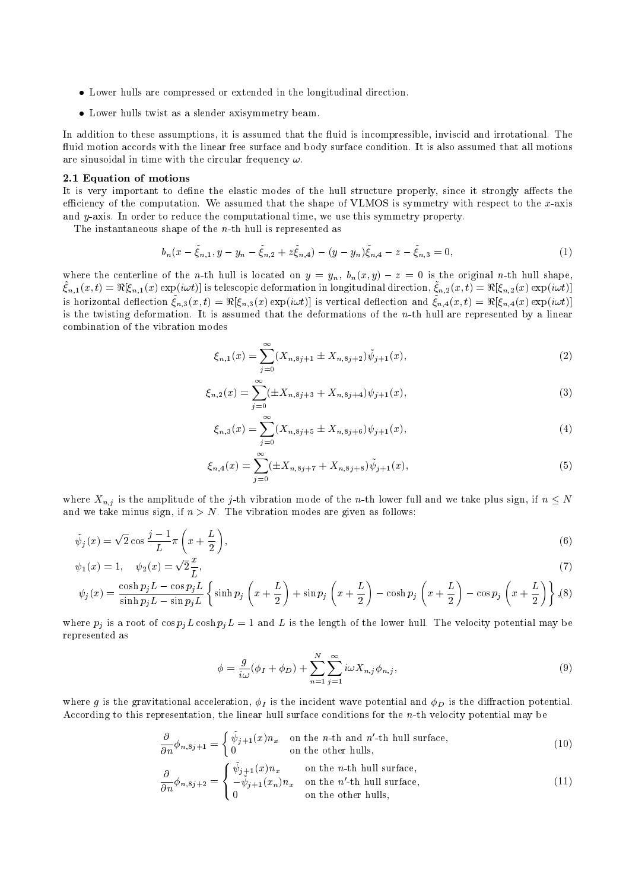- Lower hulls are compressed or extended in the longitudinal direction.
- Lower hulls twist as a slender axisymmetry beam.

In addition to these assumptions, it is assumed that the fluid is incompressible, inviscid and irrotational. The fluid motion accords with the linear free surface and body surface condition. It is also assumed that all motions are sinusoidal in time with the circular frequency $\omega$.

### 2.1 Equation of motions

It is very important to define the elastic modes of the hull structure properly, since it strongly affects the efficiency of the computation. We assumed that the shape of VLMOS is symmetry with respect to the $x$-axis and $y$-axis. In order to reduce the computational time, we use this symmetry property.

The instantaneous shape of the $n$-th hull is represented as

$$b_n(x - \tilde{\xi}_{n,1}, y - y_n - \tilde{\xi}_{n,2} + z\tilde{\xi}_{n,4}) - (y - y_n)\tilde{\xi}_{n,4} - z - \tilde{\xi}_{n,3} = 0, \tag{1}$$

where the centerline of the $n$-th hull is located on $y = y_n$, $b_n(x, y) - z = 0$ is the original $n$-th hull shape, $\tilde{\xi}_{n,1}(x,t) = \Re[\xi_{n,1}(x)\exp(i\omega t)]$ is telescopic deformation in longitudinal direction, $\tilde{\xi}_{n,2}(x,t) = \Re[\xi_{n,2}(x)\exp(i\omega t)]$ is horizontal deflection $\tilde{\xi}_{n,3}(x,t) = \Re[\xi_{n,3}(x)\exp(i\omega t)]$ is vertical deflection and $\tilde{\xi}_{n,4}(x,t) = \Re[\xi_{n,4}(x)\exp(i\omega t)]$ is the twisting deformation. It is assumed that the deformations of the $n$-th hull are represented by a linear combination of the vibration modes

$$\xi_{n,1}(x) = \sum_{j=0}^{\infty}(X_{n,8j+1} \pm X_{n,8j+2})\tilde{\psi}_{j+1}(x), \tag{2}$$

$$\xi_{n,2}(x) = \sum_{j=0}^{\infty}(\pm X_{n,8j+3} + X_{n,8j+4})\psi_{j+1}(x), \tag{3}$$

$$\xi_{n,3}(x) = \sum_{j=0}^{\infty}(X_{n,8j+5} \pm X_{n,8j+6})\psi_{j+1}(x), \tag{4}$$

$$\xi_{n,4}(x) = \sum_{j=0}^{\infty}(\pm X_{n,8j+7} + X_{n,8j+8})\tilde{\psi}_{j+1}(x), \tag{5}$$

where $X_{n,j}$ is the amplitude of the $j$-th vibration mode of the $n$-th lower full and we take plus sign, if $n \leq N$ and we take minus sign, if $n > N$. The vibration modes are given as follows:

$$\tilde{\psi}_j(x) = \sqrt{2}\cos\frac{j-1}{L}\pi\left(x + \frac{L}{2}\right), \tag{6}$$

$$\psi_1(x) = 1, \quad \psi_2(x) = \sqrt{2}\frac{x}{L}, \tag{7}$$

$$\psi_j(x) = \frac{\cosh p_j L - \cos p_j L}{\sinh p_j L - \sin p_j L}\left\{\sinh p_j\left(x + \frac{L}{2}\right) + \sin p_j\left(x + \frac{L}{2}\right) - \cosh p_j\left(x + \frac{L}{2}\right) - \cos p_j\left(x + \frac{L}{2}\right)\right\}, \tag{8}$$

where $p_j$ is a root of $\cos p_j L \cosh p_j L = 1$ and $L$ is the length of the lower hull. The velocity potential may be represented as

$$\phi = \frac{g}{i\omega}(\phi_I + \phi_D) + \sum_{n=1}^{N}\sum_{j=1}^{\infty} i\omega X_{n,j}\phi_{n,j}, \tag{9}$$

where $g$ is the gravitational acceleration, $\phi_I$ is the incident wave potential and $\phi_D$ is the diffraction potential. According to this representation, the linear hull surface conditions for the $n$-th velocity potential may be

$$\frac{\partial}{\partial n}\phi_{n,8j+1} = \begin{cases} \tilde{\psi}_{j+1}(x)n_x & \text{on the } n\text{-th and } n'\text{-th hull surface,} \\ 0 & \text{on the other hulls,} \end{cases} \tag{10}$$

$$\frac{\partial}{\partial n}\phi_{n,8j+2} = \begin{cases} \tilde{\psi}_{j+1}(x)n_x & \text{on the } n\text{-th hull surface,} \\ -\tilde{\psi}_{j+1}(x_n)n_x & \text{on the } n'\text{-th hull surface,} \\ 0 & \text{on the other hulls,} \end{cases} \tag{11}$$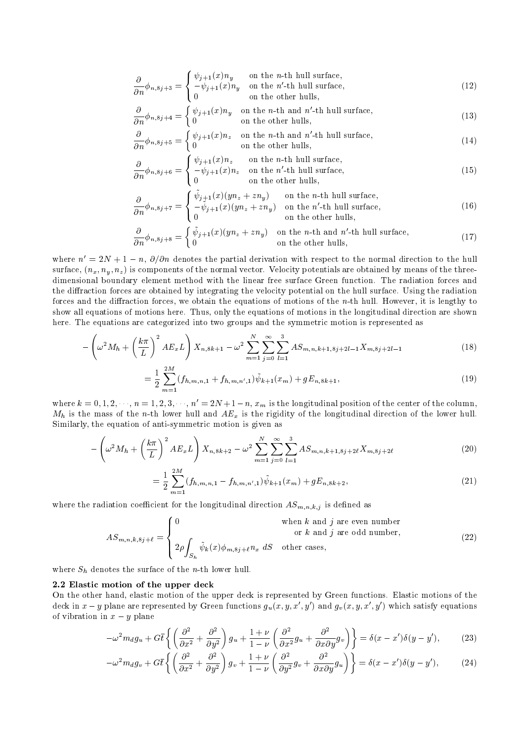$$
\frac{\partial}{\partial n}\phi_{n,8j+3} = \begin{cases} \psi_{j+1}(x)n_y & \text{on the } n\text{-th hull surface,} \\ -\psi_{j+1}(x)n_y & \text{on the } n'\text{-th hull surface,} \\ 0 & \text{on the other hulls,} \end{cases} \tag{12}
$$

$$
\frac{\partial}{\partial n}\phi_{n,8j+4} = \begin{cases} \psi_{j+1}(x)n_y & \text{on the } n\text{-th and } n'\text{-th hull surface,} \\ 0 & \text{on the other hulls,} \end{cases} \tag{13}
$$

$$
\frac{\partial}{\partial n}\phi_{n,8j+5} = \begin{cases} \psi_{j+1}(x)n_z & \text{on the } n\text{-th and } n'\text{-th hull surface,} \\ 0 & \text{on the other hulls,} \end{cases} \tag{14}
$$

$$
\frac{\partial}{\partial n}\phi_{n,8j+6} = \begin{cases} \psi_{j+1}(x)n_z & \text{on the } n\text{-th hull surface,} \\ -\psi_{j+1}(x)n_z & \text{on the } n'\text{-th hull surface,} \\ 0 & \text{on the other hulls,} \end{cases} \tag{15}
$$

$$
\frac{\partial}{\partial n}\phi_{n,8j+7} = \begin{cases} \tilde{\psi}_{j+1}(x)(yn_z + zn_y) & \text{on the } n\text{-th hull surface,} \\ -\tilde{\psi}_{j+1}(x)(yn_z + zn_y) & \text{on the } n'\text{-th hull surface,} \\ 0 & \text{on the other hulls,} \end{cases} \tag{16}
$$

$$
\frac{\partial}{\partial n}\phi_{n,8j+8} = \begin{cases} \tilde{\psi}_{j+1}(x)(yn_z + zn_y) & \text{on the } n\text{-th and } n'\text{-th hull surface,} \\ 0 & \text{on the other hulls,} \end{cases} \tag{17}
$$

where $n' = 2N+1-n$, $\partial/\partial n$ denotes the partial derivation with respect to the normal direction to the hull surface, $(n_x, n_y, n_z)$ is components of the normal vector. Velocity potentials are obtained by means of the three-dimensional boundary element method with the linear free surface Green function. The radiation forces and the diffraction forces are obtained by integrating the velocity potential on the hull surface. Using the radiation forces and the diffraction forces, we obtain the equations of motions of the $n$-th hull. However, it is lengthy to show all equations of motions here. Thus, only the equations of motions in the longitudinal direction are shown here. The equations are categorized into two groups and the symmetric motion is represented as

$$
-\left(\omega^2 M_h + \left(\frac{k\pi}{L}\right)^2 AE_x L\right) X_{n,8k+1} - \omega^2 \sum_{m=1}^{N}\sum_{j=0}^{\infty}\sum_{l=1}^{3} AS_{m,n,k+1,8j+2l-1} X_{m,8j+2l-1} \tag{18}
$$

$$
= \frac{1}{2}\sum_{m=1}^{2M}(f_{h,m,n,1} + f_{h,m,n',1})\tilde{\psi}_{k+1}(x_m) + gE_{n,8k+1}, \tag{19}
$$

where $k = 0, 1, 2, \cdots$, $n = 1, 2, 3, \cdots$, $n' = 2N+1-n$, $x_m$ is the longitudinal position of the center of the column, $M_h$ is the mass of the $n$-th lower hull and $AE_x$ is the rigidity of the longitudinal direction of the lower hull. Similarly, the equation of anti-symmetric motion is given as

$$
-\left(\omega^2 M_h + \left(\frac{k\pi}{L}\right)^2 AE_x L\right) X_{n,8k+2} - \omega^2 \sum_{m=1}^{N}\sum_{j=0}^{\infty}\sum_{l=1}^{3} AS_{m,n,k+1,8j+2\ell} X_{m,8j+2\ell} \tag{20}
$$

$$
= \frac{1}{2}\sum_{m=1}^{2M}(f_{h,m,n,1} - f_{h,m,n',1})\tilde{\psi}_{k+1}(x_m) + gE_{n,8k+2}, \tag{21}
$$

where the radiation coefficient for the longitudinal direction $AS_{m,n,k,j}$ is defined as

$$
AS_{m,n,k,8j+\ell} = \begin{cases} 0 & \text{when } k \text{ and } j \text{ are even number} \\ & \quad \text{or } k \text{ and } j \text{ are odd number,} \\ 2\rho\displaystyle\int_{S_h} \tilde{\psi}_k(x)\phi_{m,8j+\ell} n_x \, dS & \text{other cases,} \end{cases} \tag{22}
$$

where $S_h$ denotes the surface of the $n$-th lower hull.

### 2.2 Elastic motion of the upper deck

On the other hand, elastic motion of the upper deck is represented by Green functions. Elastic motions of the deck in $x-y$ plane are represented by Green functions $g_u(x, y, x', y')$ and $g_v(x, y, x', y')$ which satisfy equations of vibration in $x-y$ plane

$$
-\omega^2 m_d g_u + G\bar{t}\left\{\left(\frac{\partial^2}{\partial x^2} + \frac{\partial^2}{\partial y^2}\right) g_u + \frac{1+\nu}{1-\nu}\left(\frac{\partial^2}{\partial x^2} g_u + \frac{\partial^2}{\partial x \partial y} g_v\right)\right\} = \delta(x-x')\delta(y-y'), \tag{23}
$$

$$
-\omega^2 m_d g_v + G\bar{t}\left\{\left(\frac{\partial^2}{\partial x^2} + \frac{\partial^2}{\partial y^2}\right) g_v + \frac{1+\nu}{1-\nu}\left(\frac{\partial^2}{\partial y^2} g_v + \frac{\partial^2}{\partial x \partial y} g_u\right)\right\} = \delta(x-x')\delta(y-y'), \tag{24}
$$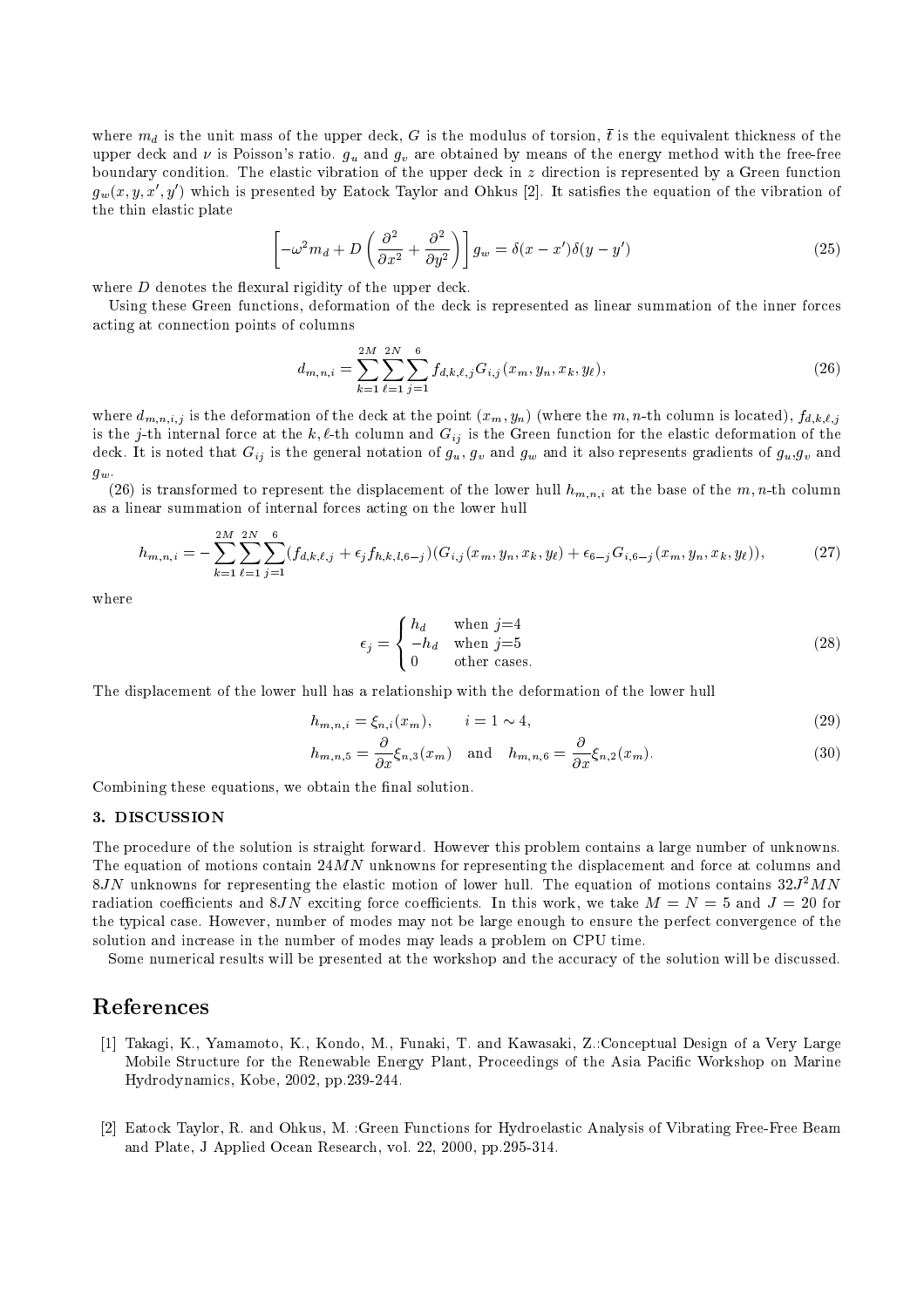where $m_d$ is the unit mass of the upper deck, $G$ is the modulus of torsion, $\bar{t}$ is the equivalent thickness of the upper deck and $\nu$ is Poisson's ratio. $g_u$ and $g_v$ are obtained by means of the energy method with the free-free boundary condition. The elastic vibration of the upper deck in $z$ direction is represented by a Green function $g_w(x, y, x', y')$ which is presented by Eatock Taylor and Ohkus [2]. It satisfies the equation of the vibration of the thin elastic plate

$$\left[-\omega^2 m_d + D\left(\frac{\partial^2}{\partial x^2} + \frac{\partial^2}{\partial y^2}\right)\right] g_w = \delta(x - x')\delta(y - y') \tag{25}$$

where $D$ denotes the flexural rigidity of the upper deck.

Using these Green functions, deformation of the deck is represented as linear summation of the inner forces acting at connection points of columns

$$d_{m,n,i} = \sum_{k=1}^{2M}\sum_{\ell=1}^{2N}\sum_{j=1}^{6} f_{d,k,\ell,j} G_{i,j}(x_m, y_n, x_k, y_\ell), \tag{26}$$

where $d_{m,n,i,j}$ is the deformation of the deck at the point $(x_m, y_n)$ (where the $m, n$-th column is located), $f_{d,k,\ell,j}$ is the $j$-th internal force at the $k, \ell$-th column and $G_{ij}$ is the Green function for the elastic deformation of the deck. It is noted that $G_{ij}$ is the general notation of $g_u$, $g_v$ and $g_w$ and it also represents gradients of $g_u$,$g_v$ and $g_w$.

(26) is transformed to represent the displacement of the lower hull $h_{m,n,i}$ at the base of the $m, n$-th column as a linear summation of internal forces acting on the lower hull

$$h_{m,n,i} = -\sum_{k=1}^{2M}\sum_{\ell=1}^{2N}\sum_{j=1}^{6}(f_{d,k,\ell,j} + \epsilon_j f_{h,k,l,6-j})(G_{i,j}(x_m, y_n, x_k, y_\ell) + \epsilon_{6-j} G_{i,6-j}(x_m, y_n, x_k, y_\ell)), \tag{27}$$

where

$$\epsilon_j = \begin{cases} h_d & \text{when } j\text{=}4 \\ -h_d & \text{when } j\text{=}5 \\ 0 & \text{other cases.} \end{cases} \tag{28}$$

The displacement of the lower hull has a relationship with the deformation of the lower hull

$$h_{m,n,i} = \xi_{n,i}(x_m), \qquad i = 1 \sim 4, \tag{29}$$

$$h_{m,n,5} = \frac{\partial}{\partial x}\xi_{n,3}(x_m) \quad \text{and} \quad h_{m,n,6} = \frac{\partial}{\partial x}\xi_{n,2}(x_m). \tag{30}$$

Combining these equations, we obtain the final solution.

### 3. DISCUSSION

The procedure of the solution is straight forward. However this problem contains a large number of unknowns. The equation of motions contain $24MN$ unknowns for representing the displacement and force at columns and $8JN$ unknowns for representing the elastic motion of lower hull. The equation of motions contains $32J^2MN$ radiation coefficients and $8JN$ exciting force coefficients. In this work, we take $M = N = 5$ and $J = 20$ for the typical case. However, number of modes may not be large enough to ensure the perfect convergence of the solution and increase in the number of modes may leads a problem on CPU time.

Some numerical results will be presented at the workshop and the accuracy of the solution will be discussed.

## References

[1] Takagi, K., Yamamoto, K., Kondo, M., Funaki, T. and Kawasaki, Z.:Conceptual Design of a Very Large Mobile Structure for the Renewable Energy Plant, Proceedings of the Asia Pacific Workshop on Marine Hydrodynamics, Kobe, 2002, pp.239-244.

[2] Eatock Taylor, R. and Ohkus, M. :Green Functions for Hydroelastic Analysis of Vibrating Free-Free Beam and Plate, J Applied Ocean Research, vol. 22, 2000, pp.295-314.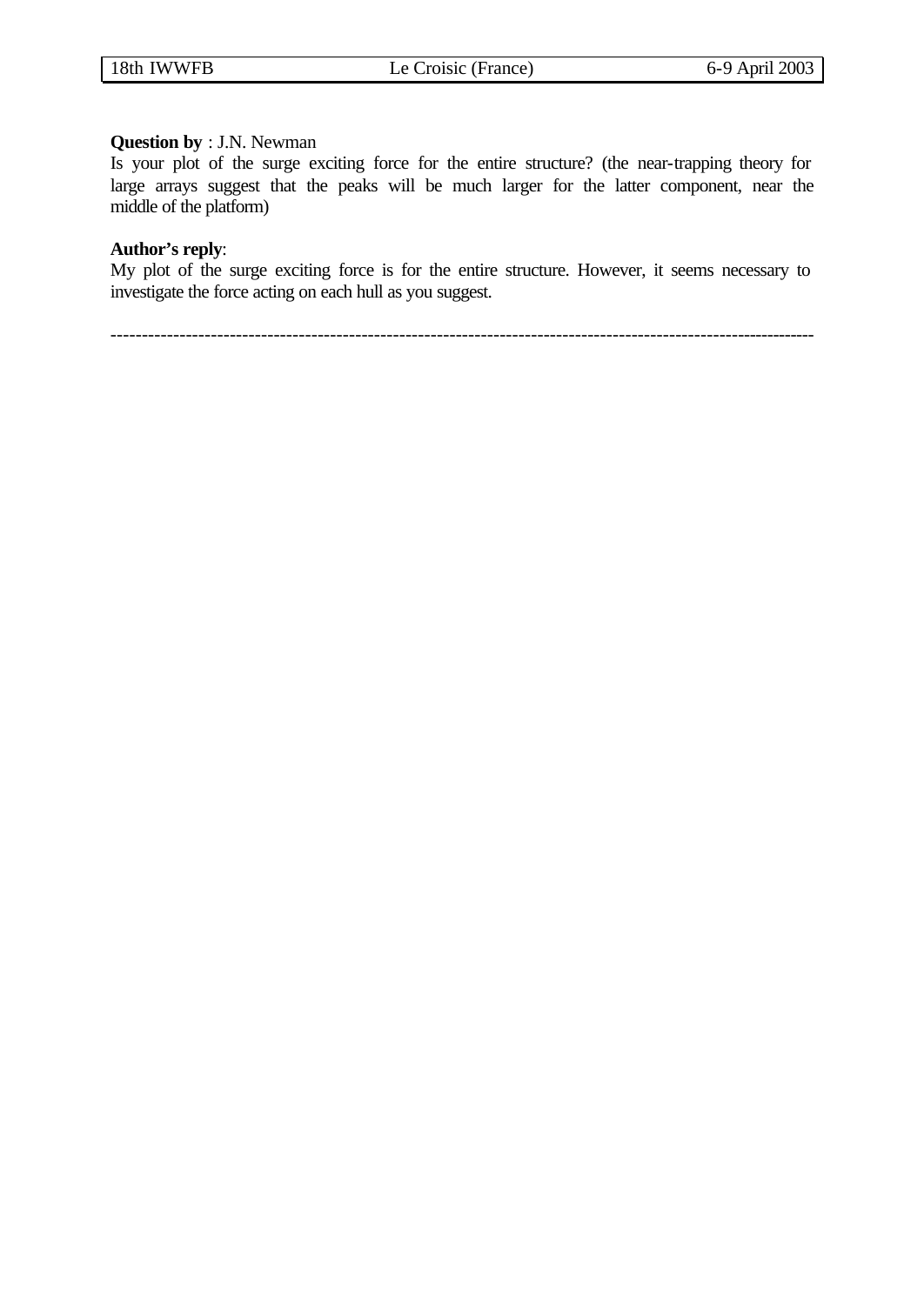**Question by** : J.N. Newman

Is your plot of the surge exciting force for the entire structure? (the near-trapping theory for large arrays suggest that the peaks will be much larger for the latter component, near the middle of the platform)

**Author's reply**:

My plot of the surge exciting force is for the entire structure. However, it seems necessary to investigate the force acting on each hull as you suggest.

---